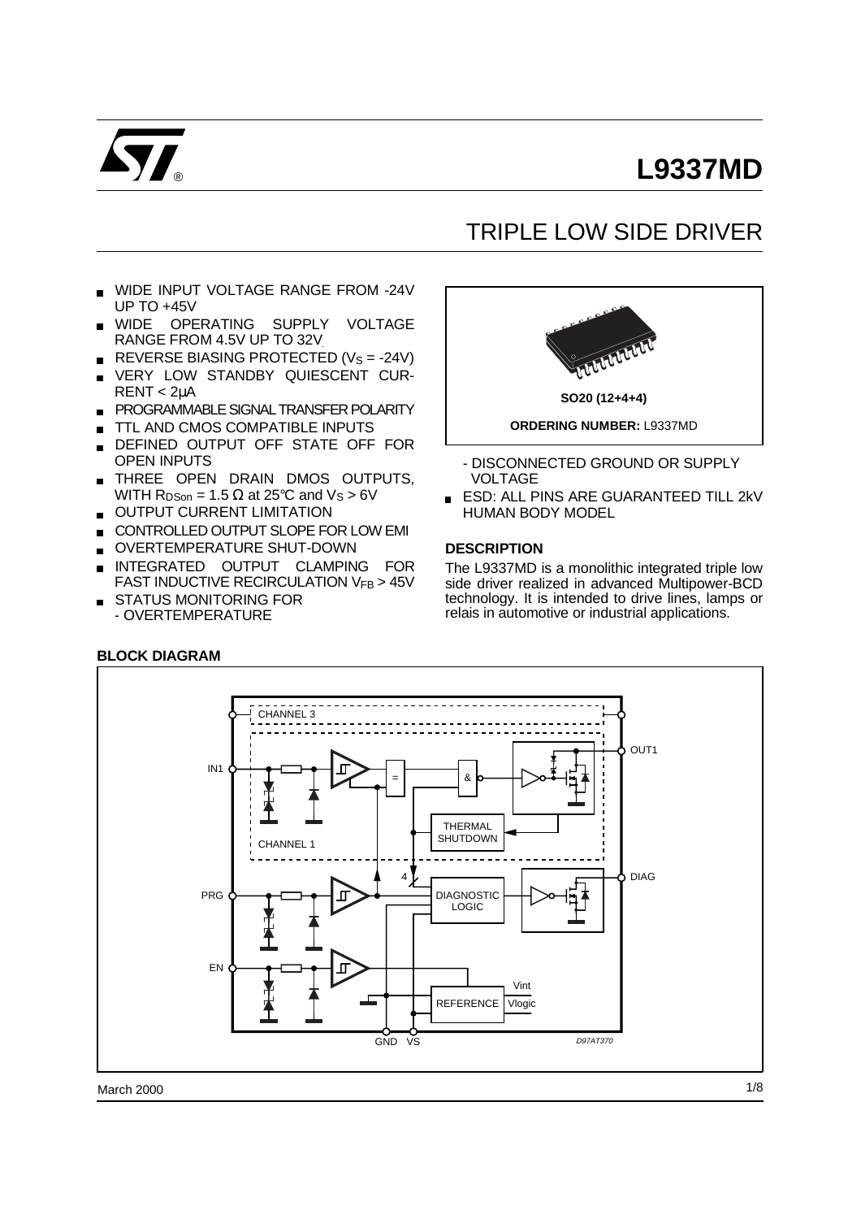# L9337MD

## TRIPLE LOW SIDE DRIVER

- WIDE INPUT VOLTAGE RANGE FROM -24V UP TO +45V
- WIDE OPERATING SUPPLY VOLTAGE RANGE FROM 4.5V UP TO 32V
- REVERSE BIASING PROTECTED ($V_S$ = -24V)
- VERY LOW STANDBY QUIESCENT CURRENT < 2µA
- PROGRAMMABLE SIGNAL TRANSFER POLARITY
- TTL AND CMOS COMPATIBLE INPUTS
- DEFINED OUTPUT OFF STATE OFF FOR OPEN INPUTS
- THREE OPEN DRAIN DMOS OUTPUTS, WITH $R_{DSon}$ = 1.5 Ω at 25°C and $V_S$ > 6V
- OUTPUT CURRENT LIMITATION
- CONTROLLED OUTPUT SLOPE FOR LOW EMI
- OVERTEMPERATURE SHUT-DOWN
- INTEGRATED OUTPUT CLAMPING FOR FAST INDUCTIVE RECIRCULATION $V_{FB}$ > 45V
- STATUS MONITORING FOR
  - OVERTEMPERATURE
  - DISCONNECTED GROUND OR SUPPLY VOLTAGE
- ESD: ALL PINS ARE GUARANTEED TILL 2kV HUMAN BODY MODEL

SO20 (12+4+4)

**ORDERING NUMBER:** L9337MD

### DESCRIPTION

The L9337MD is a monolithic integrated triple low side driver realized in advanced Multipower-BCD technology. It is intended to drive lines, lamps or relais in automotive or industrial applications.

### BLOCK DIAGRAM

March 2000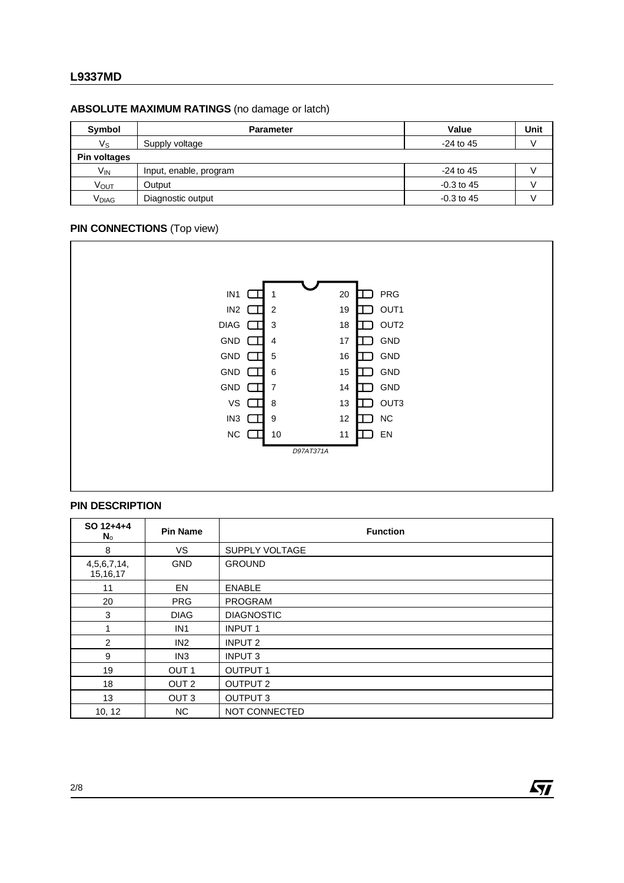## ABSOLUTE MAXIMUM RATINGS (no damage or latch)

| Symbol | Parameter | Value | Unit |
|---|---|---|---|
| $V_S$ | Supply voltage | -24 to 45 | V |
| **Pin voltages** | | | |
| $V_{IN}$ | Input, enable, program | -24 to 45 | V |
| $V_{OUT}$ | Output | -0.3 to 45 | V |
| $V_{DIAG}$ | Diagnostic output | -0.3 to 45 | V |

## PIN CONNECTIONS (Top view)

| Pin Name | Pin | Pin | Pin Name |
|---|---|---|---|
| IN1 | 1 | 20 | PRG |
| IN2 | 2 | 19 | OUT1 |
| DIAG | 3 | 18 | OUT2 |
| GND | 4 | 17 | GND |
| GND | 5 | 16 | GND |
| GND | 6 | 15 | GND |
| GND | 7 | 14 | GND |
| VS | 8 | 13 | OUT3 |
| IN3 | 9 | 12 | NC |
| NC | 10 | 11 | EN |

D97AT371A

## PIN DESCRIPTION

| SO 12+4+4 N° | Pin Name | Function |
|---|---|---|
| 8 | VS | SUPPLY VOLTAGE |
| 4,5,6,7,14, 15,16,17 | GND | GROUND |
| 11 | EN | ENABLE |
| 20 | PRG | PROGRAM |
| 3 | DIAG | DIAGNOSTIC |
| 1 | IN1 | INPUT 1 |
| 2 | IN2 | INPUT 2 |
| 9 | IN3 | INPUT 3 |
| 19 | OUT 1 | OUTPUT 1 |
| 18 | OUT 2 | OUTPUT 2 |
| 13 | OUT 3 | OUTPUT 3 |
| 10, 12 | NC | NOT CONNECTED |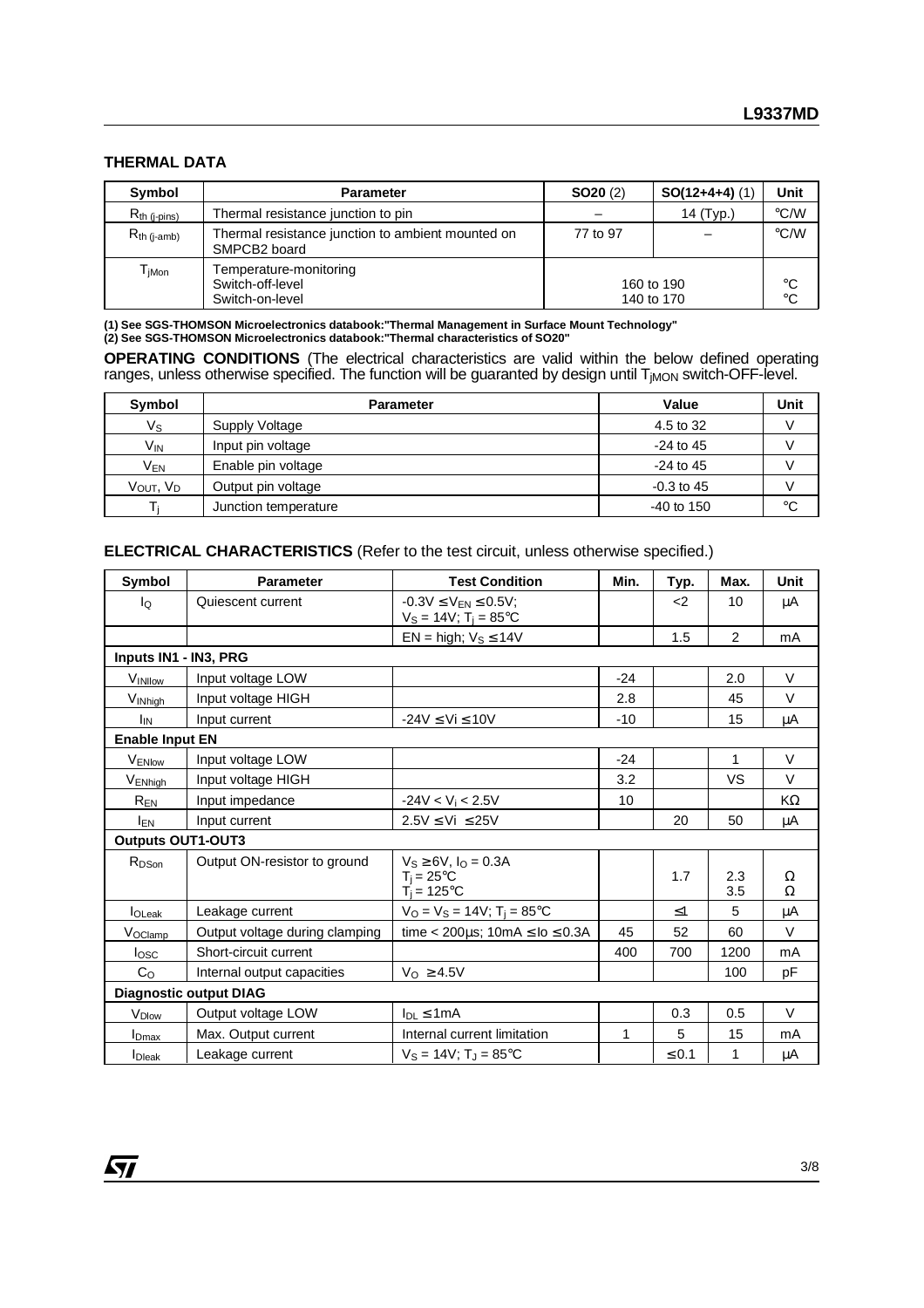## THERMAL DATA

| Symbol | Parameter | SO20 (2) | SO(12+4+4) (1) | Unit |
|---|---|---|---|---|
| $R_{th\ (j\text{-}pins)}$ | Thermal resistance junction to pin | – | 14 (Typ.) | °C/W |
| $R_{th\ (j\text{-}amb)}$ | Thermal resistance junction to ambient mounted on SMPCB2 board | 77 to 97 | – | °C/W |
| $T_{jMon}$ | Temperature-monitoring<br>Switch-off-level<br>Switch-on-level | 160 to 190<br>140 to 170 | | °C<br>°C |

**(1) See SGS-THOMSON Microelectronics databook:"Thermal Management in Surface Mount Technology"**
**(2) See SGS-THOMSON Microelectronics databook:"Thermal characteristics of SO20"**

**OPERATING CONDITIONS** (The electrical characteristics are valid within the below defined operating ranges, unless otherwise specified. The function will be guaranted by design until $T_{jMON}$ switch-OFF-level.

| Symbol | Parameter | Value | Unit |
|---|---|---|---|
| $V_S$ | Supply Voltage | 4.5 to 32 | V |
| $V_{IN}$ | Input pin voltage | -24 to 45 | V |
| $V_{EN}$ | Enable pin voltage | -24 to 45 | V |
| $V_{OUT}$, $V_D$ | Output pin voltage | -0.3 to 45 | V |
| $T_j$ | Junction temperature | -40 to 150 | °C |

**ELECTRICAL CHARACTERISTICS** (Refer to the test circuit, unless otherwise specified.)

| Symbol | Parameter | Test Condition | Min. | Typ. | Max. | Unit |
|---|---|---|---|---|---|---|
| $I_Q$ | Quiescent current | $-0.3V \leq V_{EN} \leq 0.5V$;<br>$V_S = 14V$; $T_j = 85°C$ | | <2 | 10 | µA |
| | | EN = high; $V_S \leq 14V$ | | 1.5 | 2 | mA |
| **Inputs IN1 - IN3, PRG** | | | | | | |
| $V_{INlow}$ | Input voltage LOW | | -24 | | 2.0 | V |
| $V_{INhigh}$ | Input voltage HIGH | | 2.8 | | 45 | V |
| $I_{IN}$ | Input current | $-24V \leq Vi \leq 10V$ | -10 | | 15 | µA |
| **Enable Input EN** | | | | | | |
| $V_{ENlow}$ | Input voltage LOW | | -24 | | 1 | V |
| $V_{ENhigh}$ | Input voltage HIGH | | 3.2 | | VS | V |
| $R_{EN}$ | Input impedance | $-24V < V_i < 2.5V$ | 10 | | | KΩ |
| $I_{EN}$ | Input current | $2.5V \leq Vi \leq 25V$ | | 20 | 50 | µA |
| **Outputs OUT1-OUT3** | | | | | | |
| $R_{DSon}$ | Output ON-resistor to ground | $V_S \geq 6V$, $I_O = 0.3A$<br>$T_j = 25°C$<br>$T_j = 125°C$ | | 1.7 | 2.3<br>3.5 | Ω<br>Ω |
| $I_{OLeak}$ | Leakage current | $V_O = V_S = 14V$; $T_j = 85°C$ | | ≤1 | 5 | µA |
| $V_{OClamp}$ | Output voltage during clamping | time < 200µs; $10mA \leq Io \leq 0.3A$ | 45 | 52 | 60 | V |
| $I_{OSC}$ | Short-circuit current | | 400 | 700 | 1200 | mA |
| $C_O$ | Internal output capacities | $V_O \geq 4.5V$ | | | 100 | pF |
| **Diagnostic output DIAG** | | | | | | |
| $V_{Dlow}$ | Output voltage LOW | $I_{DL} \leq 1mA$ | | 0.3 | 0.5 | V |
| $I_{Dmax}$ | Max. Output current | Internal current limitation | 1 | 5 | 15 | mA |
| $I_{Dleak}$ | Leakage current | $V_S = 14V$; $T_J = 85°C$ | | ≤ 0.1 | 1 | µA |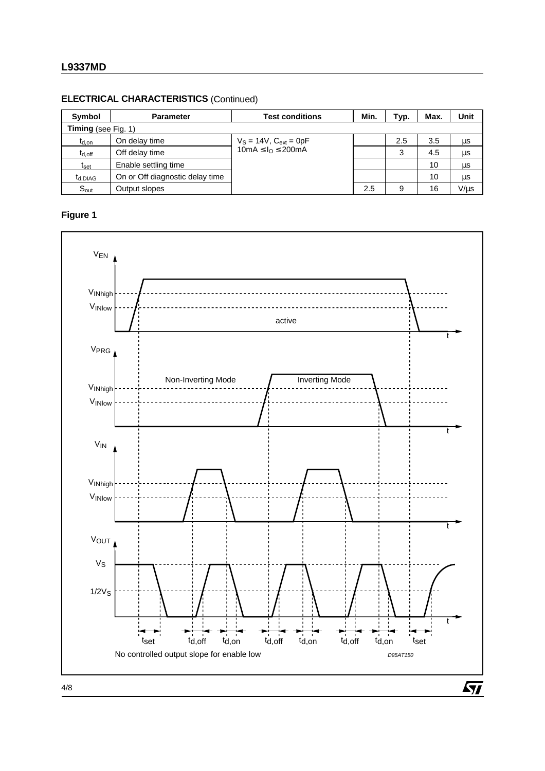## ELECTRICAL CHARACTERISTICS (Continued)

| Symbol | Parameter | Test conditions | Min. | Typ. | Max. | Unit |
|---|---|---|---|---|---|---|
| **Timing** (see Fig. 1) | | | | | | |
| $t_{d,on}$ | On delay time | $V_S$ = 14V, $C_{ext}$ = 0pF 10mA ≤ $I_O$ ≤ 200mA | | 2.5 | 3.5 | µs |
| $t_{d,off}$ | Off delay time | | | 3 | 4.5 | µs |
| $t_{set}$ | Enable settling time | | | | 10 | µs |
| $t_{d,DIAG}$ | On or Off diagnostic delay time | | | | 10 | µs |
| $S_{out}$ | Output slopes | | 2.5 | 9 | 16 | V/µs |

**Figure 1**

$V_{EN}$, $V_{INhigh}$, $V_{INlow}$, active, t

$V_{PRG}$, Non-Inverting Mode, Inverting Mode, $V_{INhigh}$, $V_{INlow}$, t

$V_{IN}$, $V_{INhigh}$, $V_{INlow}$, t

$V_{OUT}$, $V_S$, $1/2V_S$, t

$t_{set}$ $t_{d,off}$ $t_{d,on}$ $t_{d,off}$ $t_{d,on}$ $t_{d,off}$ $t_{d,on}$ $t_{set}$

No controlled output slope for enable low

D95AT150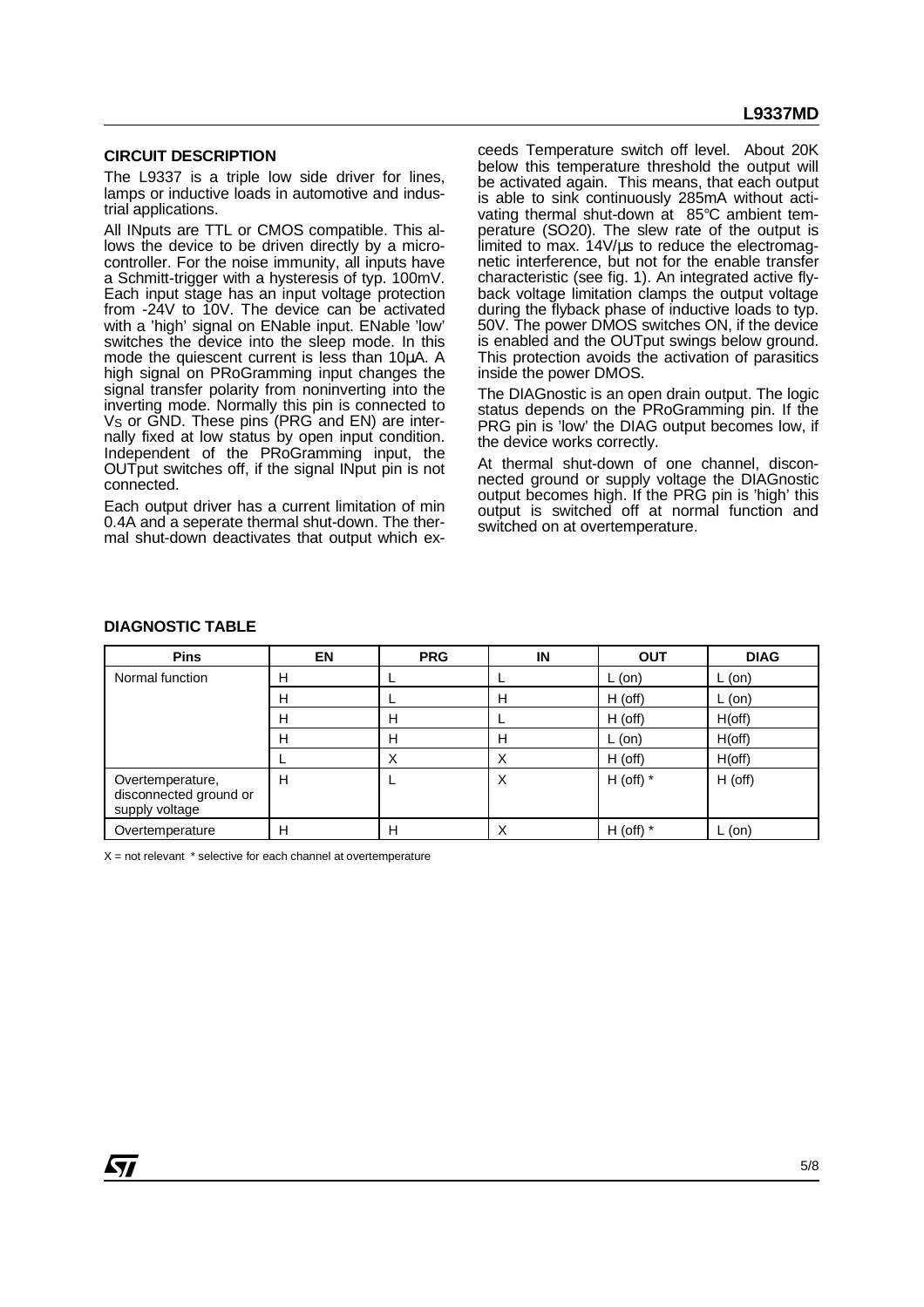## CIRCUIT DESCRIPTION

The L9337 is a triple low side driver for lines, lamps or inductive loads in automotive and industrial applications.

All INputs are TTL or CMOS compatible. This allows the device to be driven directly by a microcontroller. For the noise immunity, all inputs have a Schmitt-trigger with a hysteresis of typ. 100mV. Each input stage has an input voltage protection from -24V to 10V. The device can be activated with a 'high' signal on ENable input. ENable 'low' switches the device into the sleep mode. In this mode the quiescent current is less than 10µA. A high signal on PRoGramming input changes the signal transfer polarity from noninverting into the inverting mode. Normally this pin is connected to $V_S$ or GND. These pins (PRG and EN) are internally fixed at low status by open input condition. Independent of the PRoGramming input, the OUTput switches off, if the signal INput pin is not connected.

Each output driver has a current limitation of min 0.4A and a seperate thermal shut-down. The thermal shut-down deactivates that output which exceeds Temperature switch off level. About 20K below this temperature threshold the output will be activated again. This means, that each output is able to sink continuously 285mA without activating thermal shut-down at 85°C ambient temperature (SO20). The slew rate of the output is limited to max. 14V/µs to reduce the electromagnetic interference, but not for the enable transfer characteristic (see fig. 1). An integrated active flyback voltage limitation clamps the output voltage during the flyback phase of inductive loads to typ. 50V. The power DMOS switches ON, if the device is enabled and the OUTput swings below ground. This protection avoids the activation of parasitics inside the power DMOS.

The DIAGnostic is an open drain output. The logic status depends on the PRoGramming pin. If the PRG pin is 'low' the DIAG output becomes low, if the device works correctly.

At thermal shut-down of one channel, disconnected ground or supply voltage the DIAGnostic output becomes high. If the PRG pin is 'high' this output is switched off at normal function and switched on at overtemperature.

## DIAGNOSTIC TABLE

| Pins | EN | PRG | IN | OUT | DIAG |
|---|---|---|---|---|---|
| Normal function | H | L | L | L (on) | L (on) |
| | H | L | H | H (off) | L (on) |
| | H | H | L | H (off) | H(off) |
| | H | H | H | L (on) | H(off) |
| | L | X | X | H (off) | H(off) |
| Overtemperature, disconnected ground or supply voltage | H | L | X | H (off) * | H (off) |
| Overtemperature | H | H | X | H (off) * | L (on) |

X = not relevant * selective for each channel at overtemperature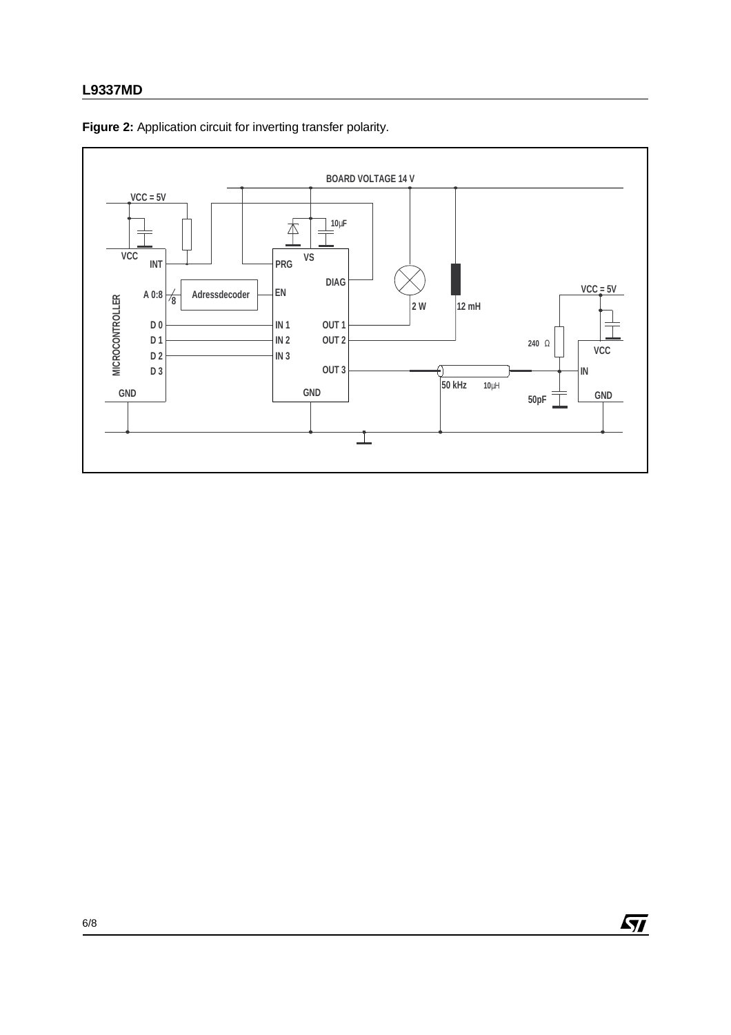**Figure 2:** Application circuit for inverting transfer polarity.

BOARD VOLTAGE 14 V

VCC = 5V

10µF

VCC

INT

PRG

VS

DIAG

VCC = 5V

A 0:8

8

Adressdecoder

EN

2 W

12 mH

MICROCONTROLLER

D 0

D 1

D 2

D 3

IN 1

IN 2

IN 3

OUT 1

OUT 2

OUT 3

240 Ω

VCC

IN

50 kHz

10µH

GND

GND

50pF

GND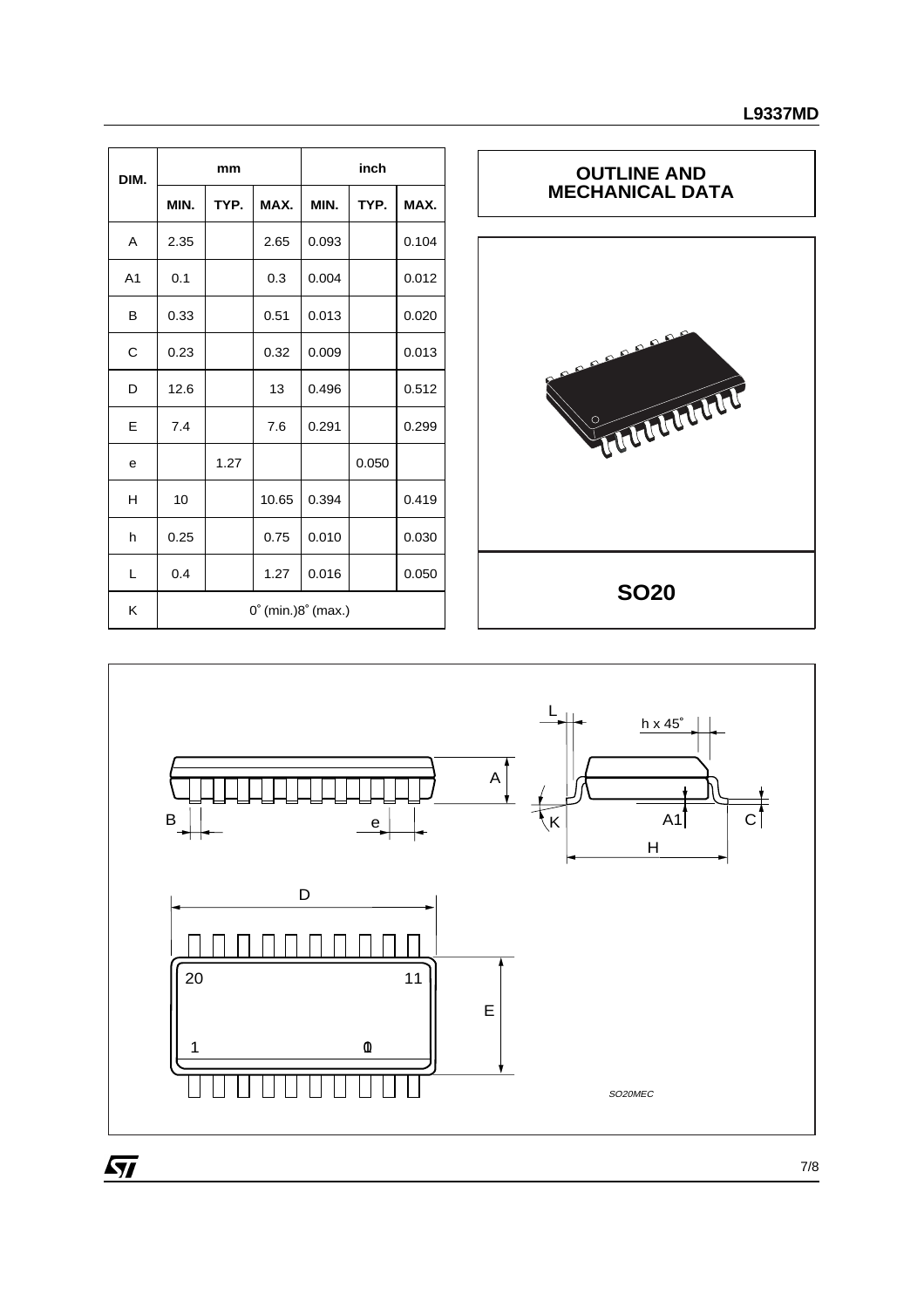| DIM. | mm | | | inch | | |
|---|---|---|---|---|---|---|
| | MIN. | TYP. | MAX. | MIN. | TYP. | MAX. |
| A | 2.35 | | 2.65 | 0.093 | | 0.104 |
| A1 | 0.1 | | 0.3 | 0.004 | | 0.012 |
| B | 0.33 | | 0.51 | 0.013 | | 0.020 |
| C | 0.23 | | 0.32 | 0.009 | | 0.013 |
| D | 12.6 | | 13 | 0.496 | | 0.512 |
| E | 7.4 | | 7.6 | 0.291 | | 0.299 |
| e | | 1.27 | | | 0.050 | |
| H | 10 | | 10.65 | 0.394 | | 0.419 |
| h | 0.25 | | 0.75 | 0.010 | | 0.030 |
| L | 0.4 | | 1.27 | 0.016 | | 0.050 |
| K | 0° (min.)8° (max.) | | | | | |

## OUTLINE AND MECHANICAL DATA

**SO20**

SO20MEC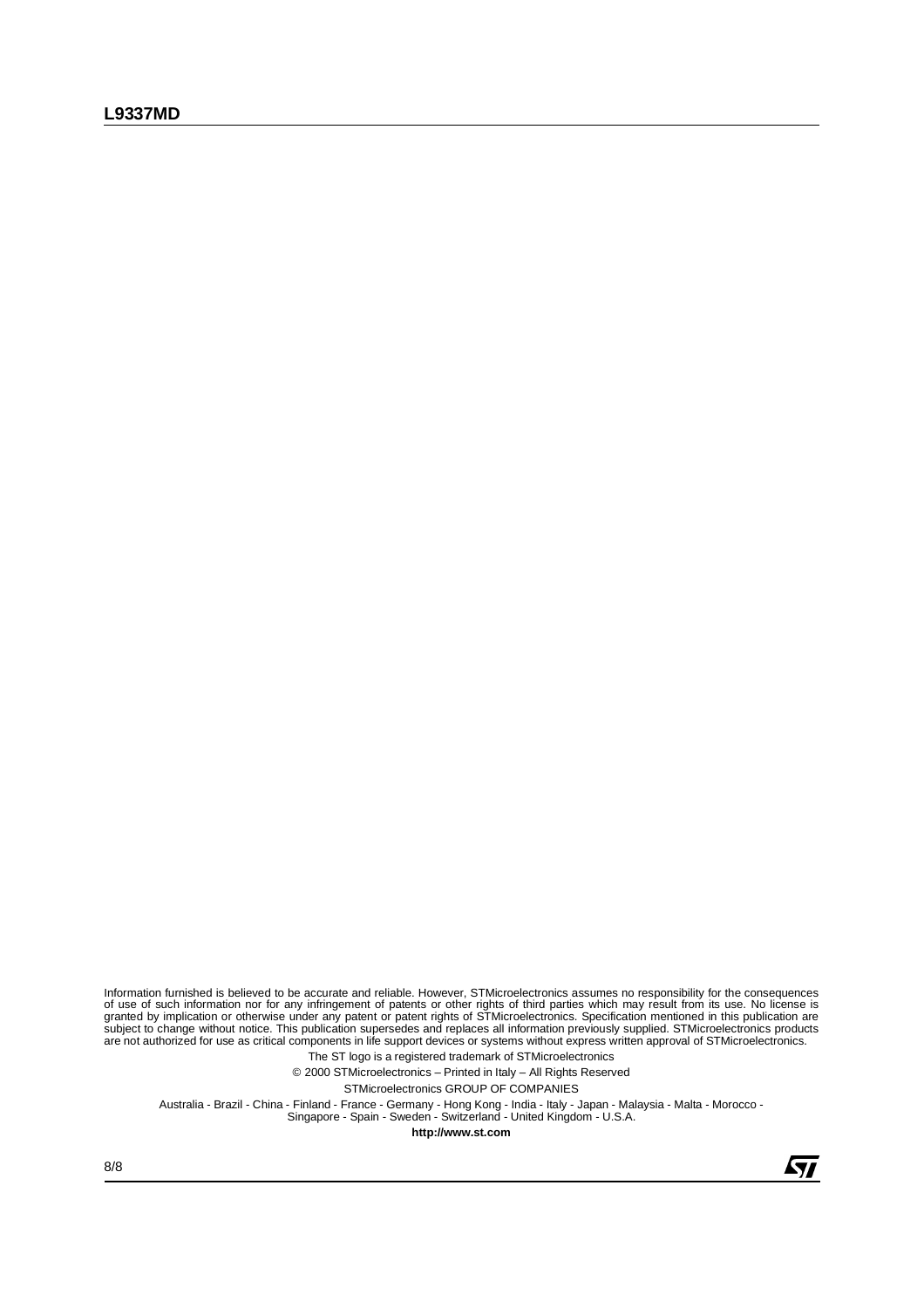Information furnished is believed to be accurate and reliable. However, STMicroelectronics assumes no responsibility for the consequences of use of such information nor for any infringement of patents or other rights of third parties which may result from its use. No license is granted by implication or otherwise under any patent or patent rights of STMicroelectronics. Specification mentioned in this publication are subject to change without notice. This publication supersedes and replaces all information previously supplied. STMicroelectronics products are not authorized for use as critical components in life support devices or systems without express written approval of STMicroelectronics.

The ST logo is a registered trademark of STMicroelectronics

© 2000 STMicroelectronics – Printed in Italy – All Rights Reserved

STMicroelectronics GROUP OF COMPANIES

Australia - Brazil - China - Finland - France - Germany - Hong Kong - India - Italy - Japan - Malaysia - Malta - Morocco - Singapore - Spain - Sweden - Switzerland - United Kingdom - U.S.A.

**http://www.st.com**